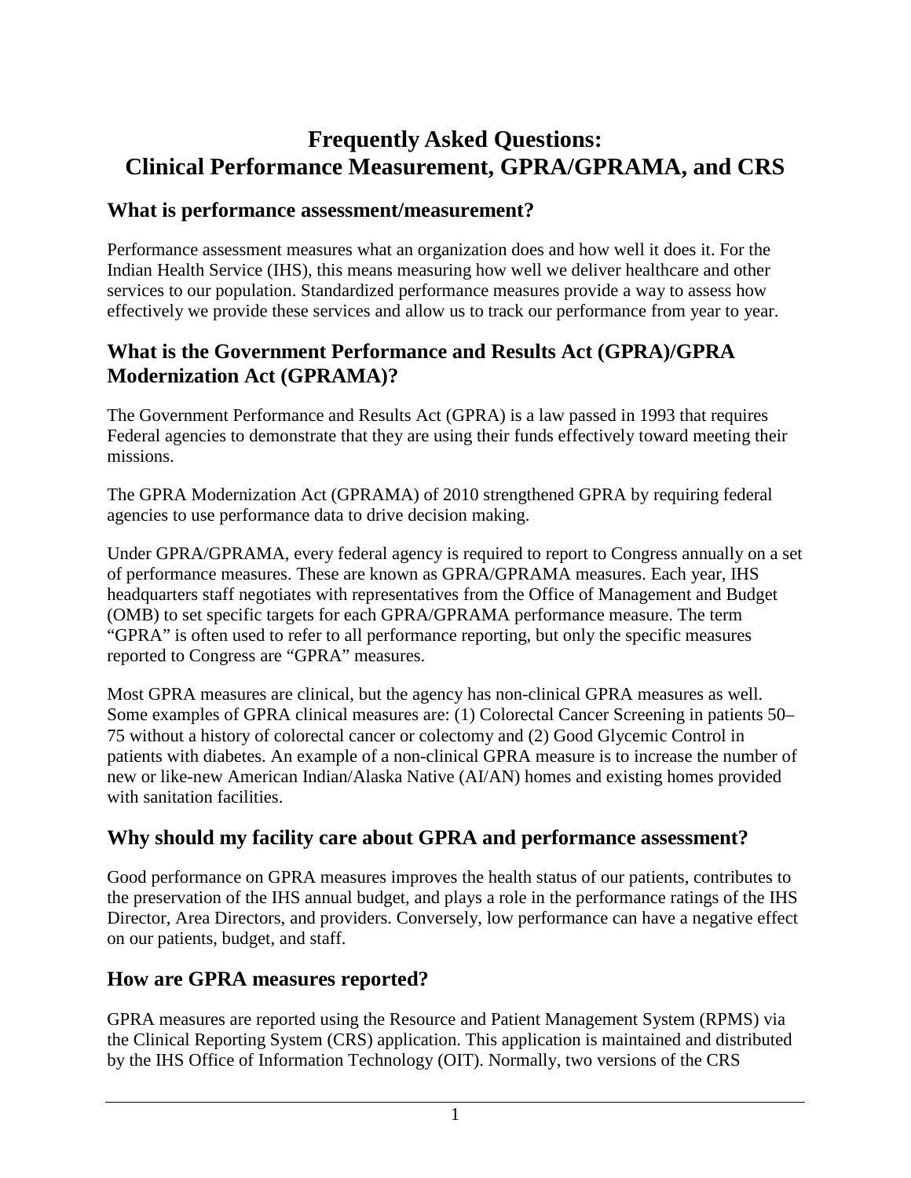# Frequently Asked Questions: Clinical Performance Measurement, GPRA/GPRAMA, and CRS

## What is performance assessment/measurement?

Performance assessment measures what an organization does and how well it does it. For the Indian Health Service (IHS), this means measuring how well we deliver healthcare and other services to our population. Standardized performance measures provide a way to assess how effectively we provide these services and allow us to track our performance from year to year.

## What is the Government Performance and Results Act (GPRA)/GPRA Modernization Act (GPRAMA)?

The Government Performance and Results Act (GPRA) is a law passed in 1993 that requires Federal agencies to demonstrate that they are using their funds effectively toward meeting their missions.

The GPRA Modernization Act (GPRAMA) of 2010 strengthened GPRA by requiring federal agencies to use performance data to drive decision making.

Under GPRA/GPRAMA, every federal agency is required to report to Congress annually on a set of performance measures. These are known as GPRA/GPRAMA measures. Each year, IHS headquarters staff negotiates with representatives from the Office of Management and Budget (OMB) to set specific targets for each GPRA/GPRAMA performance measure. The term "GPRA" is often used to refer to all performance reporting, but only the specific measures reported to Congress are "GPRA" measures.

Most GPRA measures are clinical, but the agency has non-clinical GPRA measures as well. Some examples of GPRA clinical measures are: (1) Colorectal Cancer Screening in patients 50–75 without a history of colorectal cancer or colectomy and (2) Good Glycemic Control in patients with diabetes. An example of a non-clinical GPRA measure is to increase the number of new or like-new American Indian/Alaska Native (AI/AN) homes and existing homes provided with sanitation facilities.

## Why should my facility care about GPRA and performance assessment?

Good performance on GPRA measures improves the health status of our patients, contributes to the preservation of the IHS annual budget, and plays a role in the performance ratings of the IHS Director, Area Directors, and providers. Conversely, low performance can have a negative effect on our patients, budget, and staff.

## How are GPRA measures reported?

GPRA measures are reported using the Resource and Patient Management System (RPMS) via the Clinical Reporting System (CRS) application. This application is maintained and distributed by the IHS Office of Information Technology (OIT). Normally, two versions of the CRS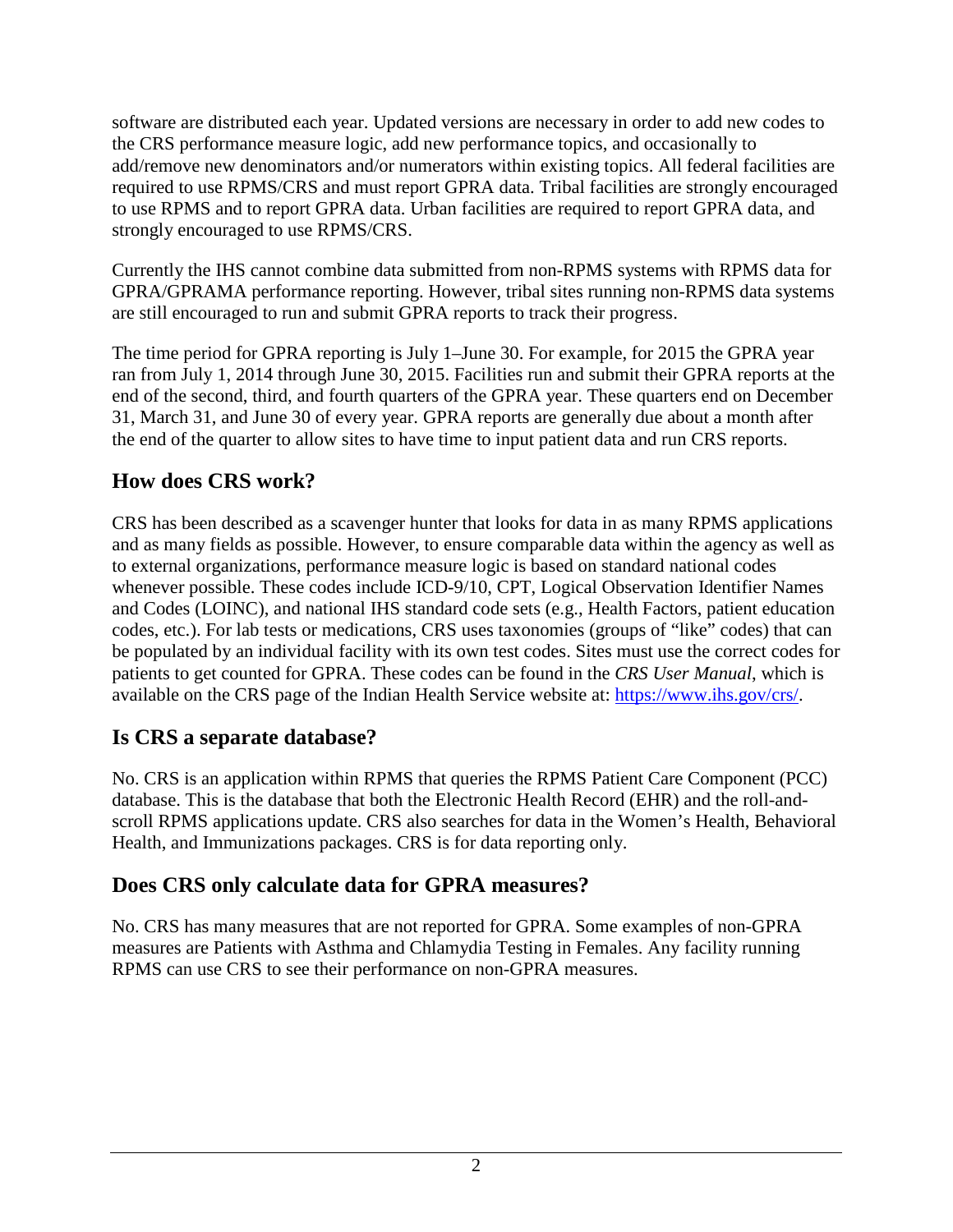software are distributed each year. Updated versions are necessary in order to add new codes to the CRS performance measure logic, add new performance topics, and occasionally to add/remove new denominators and/or numerators within existing topics. All federal facilities are required to use RPMS/CRS and must report GPRA data. Tribal facilities are strongly encouraged to use RPMS and to report GPRA data. Urban facilities are required to report GPRA data, and strongly encouraged to use RPMS/CRS.

Currently the IHS cannot combine data submitted from non-RPMS systems with RPMS data for GPRA/GPRAMA performance reporting. However, tribal sites running non-RPMS data systems are still encouraged to run and submit GPRA reports to track their progress.

The time period for GPRA reporting is July 1–June 30. For example, for 2015 the GPRA year ran from July 1, 2014 through June 30, 2015. Facilities run and submit their GPRA reports at the end of the second, third, and fourth quarters of the GPRA year. These quarters end on December 31, March 31, and June 30 of every year. GPRA reports are generally due about a month after the end of the quarter to allow sites to have time to input patient data and run CRS reports.

## How does CRS work?

CRS has been described as a scavenger hunter that looks for data in as many RPMS applications and as many fields as possible. However, to ensure comparable data within the agency as well as to external organizations, performance measure logic is based on standard national codes whenever possible. These codes include ICD-9/10, CPT, Logical Observation Identifier Names and Codes (LOINC), and national IHS standard code sets (e.g., Health Factors, patient education codes, etc.). For lab tests or medications, CRS uses taxonomies (groups of "like" codes) that can be populated by an individual facility with its own test codes. Sites must use the correct codes for patients to get counted for GPRA. These codes can be found in the *CRS User Manual*, which is available on the CRS page of the Indian Health Service website at: https://www.ihs.gov/crs/.

## Is CRS a separate database?

No. CRS is an application within RPMS that queries the RPMS Patient Care Component (PCC) database. This is the database that both the Electronic Health Record (EHR) and the roll-and-scroll RPMS applications update. CRS also searches for data in the Women's Health, Behavioral Health, and Immunizations packages. CRS is for data reporting only.

## Does CRS only calculate data for GPRA measures?

No. CRS has many measures that are not reported for GPRA. Some examples of non-GPRA measures are Patients with Asthma and Chlamydia Testing in Females. Any facility running RPMS can use CRS to see their performance on non-GPRA measures.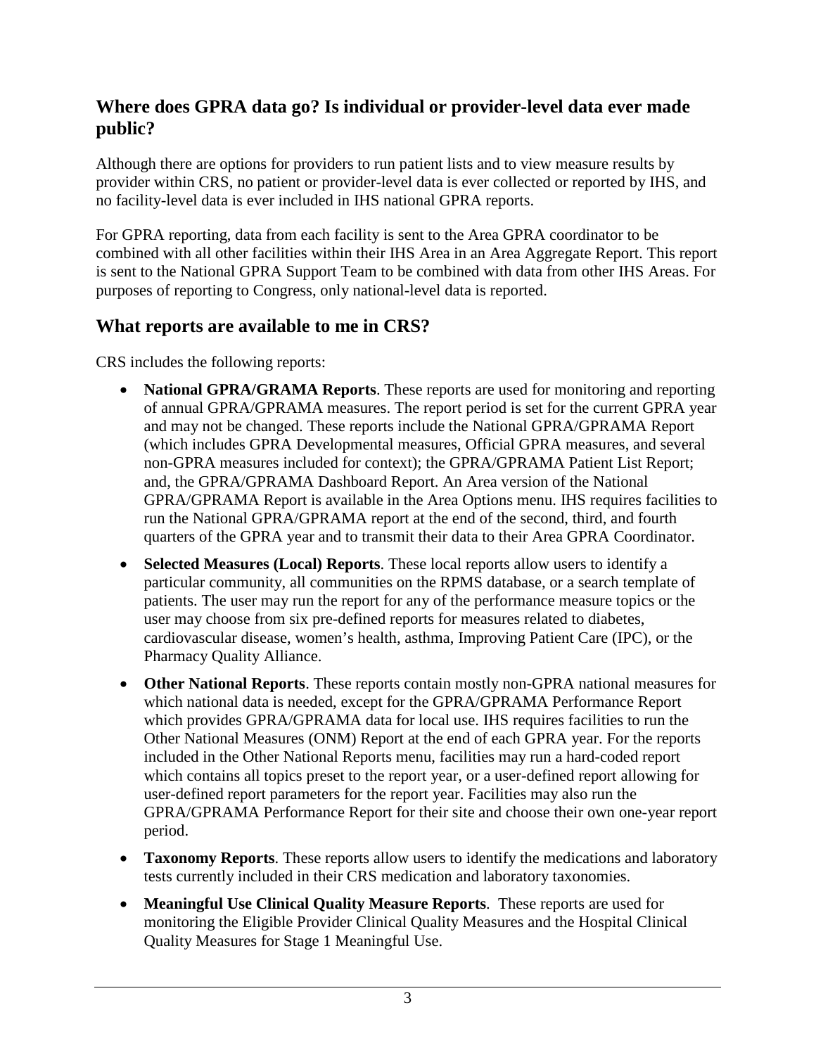## Where does GPRA data go? Is individual or provider-level data ever made public?

Although there are options for providers to run patient lists and to view measure results by provider within CRS, no patient or provider-level data is ever collected or reported by IHS, and no facility-level data is ever included in IHS national GPRA reports.

For GPRA reporting, data from each facility is sent to the Area GPRA coordinator to be combined with all other facilities within their IHS Area in an Area Aggregate Report. This report is sent to the National GPRA Support Team to be combined with data from other IHS Areas. For purposes of reporting to Congress, only national-level data is reported.

## What reports are available to me in CRS?

CRS includes the following reports:

- **National GPRA/GRAMA Reports**. These reports are used for monitoring and reporting of annual GPRA/GPRAMA measures. The report period is set for the current GPRA year and may not be changed. These reports include the National GPRA/GPRAMA Report (which includes GPRA Developmental measures, Official GPRA measures, and several non-GPRA measures included for context); the GPRA/GPRAMA Patient List Report; and, the GPRA/GPRAMA Dashboard Report. An Area version of the National GPRA/GPRAMA Report is available in the Area Options menu. IHS requires facilities to run the National GPRA/GPRAMA report at the end of the second, third, and fourth quarters of the GPRA year and to transmit their data to their Area GPRA Coordinator.
- **Selected Measures (Local) Reports**. These local reports allow users to identify a particular community, all communities on the RPMS database, or a search template of patients. The user may run the report for any of the performance measure topics or the user may choose from six pre-defined reports for measures related to diabetes, cardiovascular disease, women's health, asthma, Improving Patient Care (IPC), or the Pharmacy Quality Alliance.
- **Other National Reports**. These reports contain mostly non-GPRA national measures for which national data is needed, except for the GPRA/GPRAMA Performance Report which provides GPRA/GPRAMA data for local use. IHS requires facilities to run the Other National Measures (ONM) Report at the end of each GPRA year. For the reports included in the Other National Reports menu, facilities may run a hard-coded report which contains all topics preset to the report year, or a user-defined report allowing for user-defined report parameters for the report year. Facilities may also run the GPRA/GPRAMA Performance Report for their site and choose their own one-year report period.
- **Taxonomy Reports**. These reports allow users to identify the medications and laboratory tests currently included in their CRS medication and laboratory taxonomies.
- **Meaningful Use Clinical Quality Measure Reports**. These reports are used for monitoring the Eligible Provider Clinical Quality Measures and the Hospital Clinical Quality Measures for Stage 1 Meaningful Use.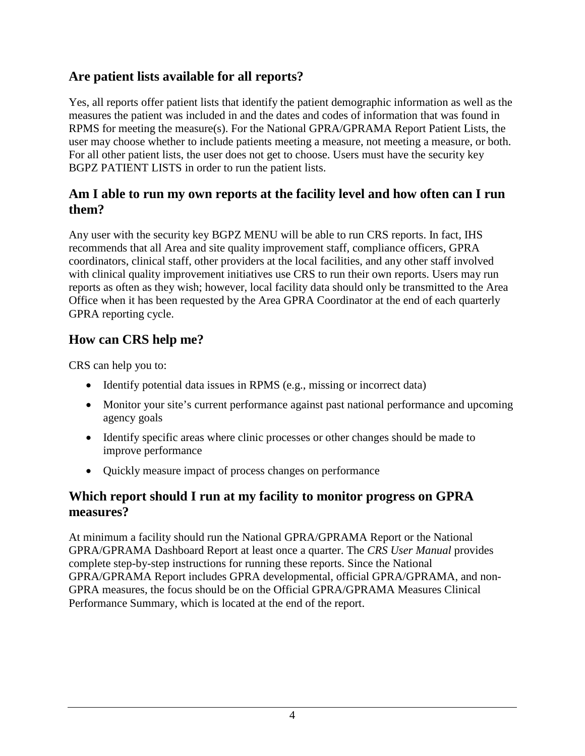## Are patient lists available for all reports?

Yes, all reports offer patient lists that identify the patient demographic information as well as the measures the patient was included in and the dates and codes of information that was found in RPMS for meeting the measure(s). For the National GPRA/GPRAMA Report Patient Lists, the user may choose whether to include patients meeting a measure, not meeting a measure, or both. For all other patient lists, the user does not get to choose. Users must have the security key BGPZ PATIENT LISTS in order to run the patient lists.

## Am I able to run my own reports at the facility level and how often can I run them?

Any user with the security key BGPZ MENU will be able to run CRS reports. In fact, IHS recommends that all Area and site quality improvement staff, compliance officers, GPRA coordinators, clinical staff, other providers at the local facilities, and any other staff involved with clinical quality improvement initiatives use CRS to run their own reports. Users may run reports as often as they wish; however, local facility data should only be transmitted to the Area Office when it has been requested by the Area GPRA Coordinator at the end of each quarterly GPRA reporting cycle.

## How can CRS help me?

CRS can help you to:

- Identify potential data issues in RPMS (e.g., missing or incorrect data)
- Monitor your site's current performance against past national performance and upcoming agency goals
- Identify specific areas where clinic processes or other changes should be made to improve performance
- Quickly measure impact of process changes on performance

## Which report should I run at my facility to monitor progress on GPRA measures?

At minimum a facility should run the National GPRA/GPRAMA Report or the National GPRA/GPRAMA Dashboard Report at least once a quarter. The *CRS User Manual* provides complete step-by-step instructions for running these reports. Since the National GPRA/GPRAMA Report includes GPRA developmental, official GPRA/GPRAMA, and non-GPRA measures, the focus should be on the Official GPRA/GPRAMA Measures Clinical Performance Summary, which is located at the end of the report.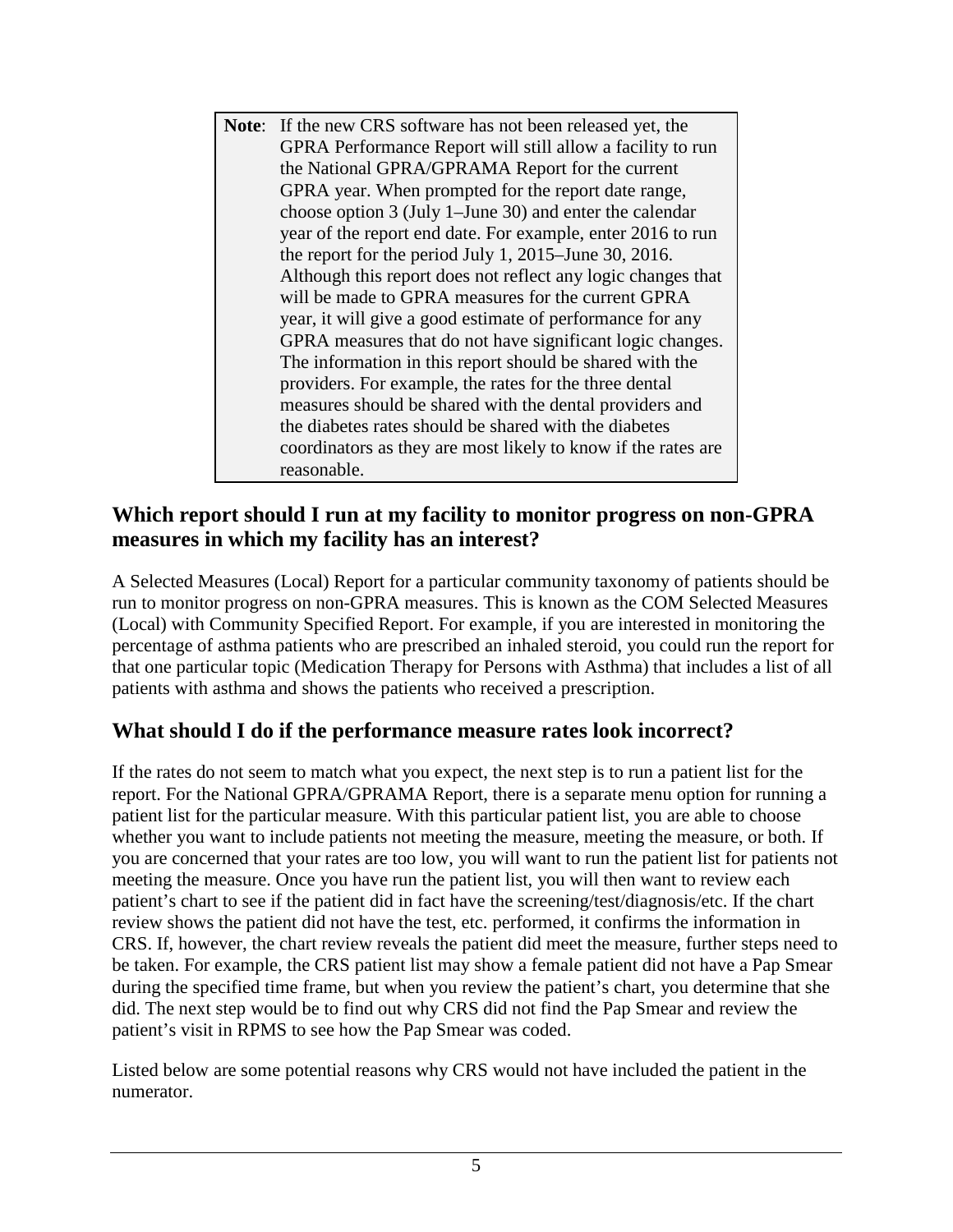> **Note**: If the new CRS software has not been released yet, the GPRA Performance Report will still allow a facility to run the National GPRA/GPRAMA Report for the current GPRA year. When prompted for the report date range, choose option 3 (July 1–June 30) and enter the calendar year of the report end date. For example, enter 2016 to run the report for the period July 1, 2015–June 30, 2016. Although this report does not reflect any logic changes that will be made to GPRA measures for the current GPRA year, it will give a good estimate of performance for any GPRA measures that do not have significant logic changes. The information in this report should be shared with the providers. For example, the rates for the three dental measures should be shared with the dental providers and the diabetes rates should be shared with the diabetes coordinators as they are most likely to know if the rates are reasonable.

## Which report should I run at my facility to monitor progress on non-GPRA measures in which my facility has an interest?

A Selected Measures (Local) Report for a particular community taxonomy of patients should be run to monitor progress on non-GPRA measures. This is known as the COM Selected Measures (Local) with Community Specified Report. For example, if you are interested in monitoring the percentage of asthma patients who are prescribed an inhaled steroid, you could run the report for that one particular topic (Medication Therapy for Persons with Asthma) that includes a list of all patients with asthma and shows the patients who received a prescription.

## What should I do if the performance measure rates look incorrect?

If the rates do not seem to match what you expect, the next step is to run a patient list for the report. For the National GPRA/GPRAMA Report, there is a separate menu option for running a patient list for the particular measure. With this particular patient list, you are able to choose whether you want to include patients not meeting the measure, meeting the measure, or both. If you are concerned that your rates are too low, you will want to run the patient list for patients not meeting the measure. Once you have run the patient list, you will then want to review each patient's chart to see if the patient did in fact have the screening/test/diagnosis/etc. If the chart review shows the patient did not have the test, etc. performed, it confirms the information in CRS. If, however, the chart review reveals the patient did meet the measure, further steps need to be taken. For example, the CRS patient list may show a female patient did not have a Pap Smear during the specified time frame, but when you review the patient's chart, you determine that she did. The next step would be to find out why CRS did not find the Pap Smear and review the patient's visit in RPMS to see how the Pap Smear was coded.

Listed below are some potential reasons why CRS would not have included the patient in the numerator.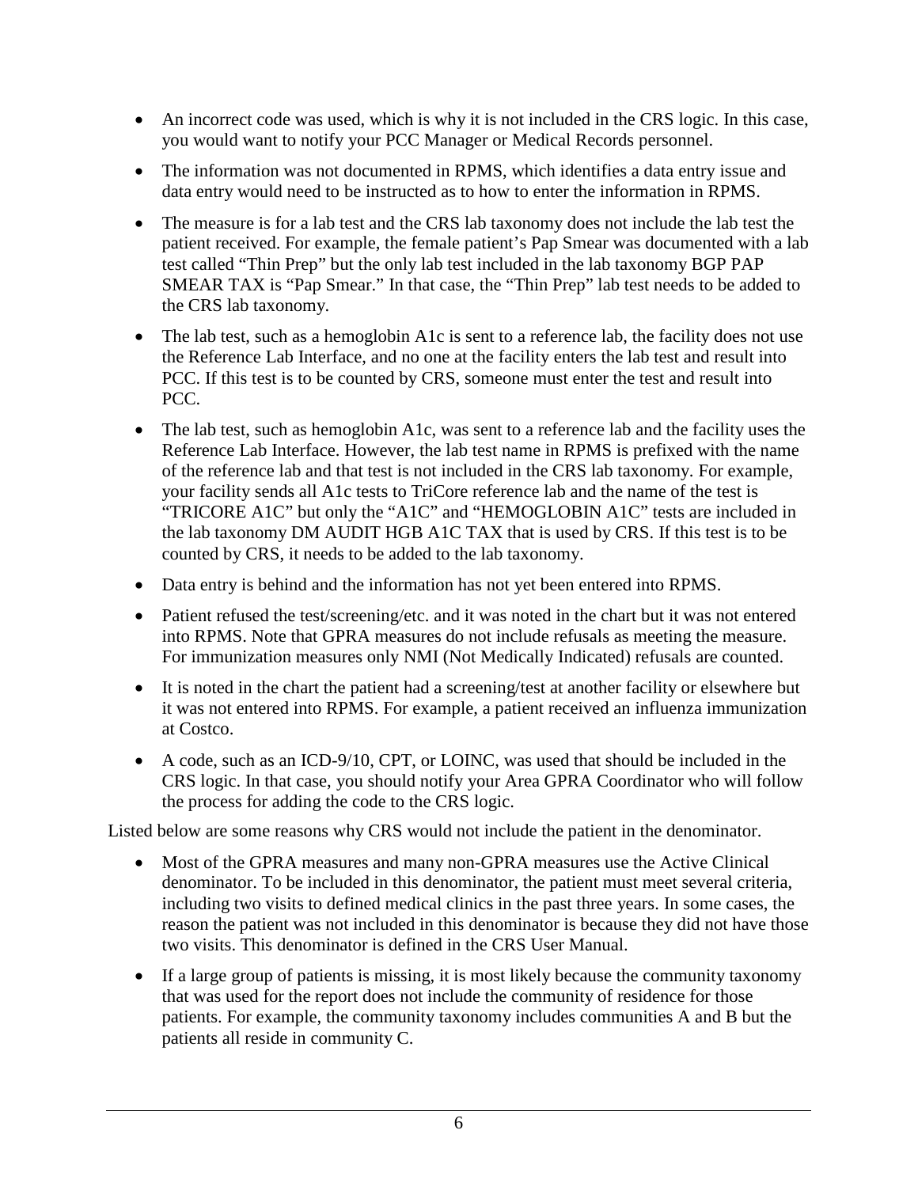- An incorrect code was used, which is why it is not included in the CRS logic. In this case, you would want to notify your PCC Manager or Medical Records personnel.
- The information was not documented in RPMS, which identifies a data entry issue and data entry would need to be instructed as to how to enter the information in RPMS.
- The measure is for a lab test and the CRS lab taxonomy does not include the lab test the patient received. For example, the female patient's Pap Smear was documented with a lab test called "Thin Prep" but the only lab test included in the lab taxonomy BGP PAP SMEAR TAX is "Pap Smear." In that case, the "Thin Prep" lab test needs to be added to the CRS lab taxonomy.
- The lab test, such as a hemoglobin A1c is sent to a reference lab, the facility does not use the Reference Lab Interface, and no one at the facility enters the lab test and result into PCC. If this test is to be counted by CRS, someone must enter the test and result into PCC.
- The lab test, such as hemoglobin A1c, was sent to a reference lab and the facility uses the Reference Lab Interface. However, the lab test name in RPMS is prefixed with the name of the reference lab and that test is not included in the CRS lab taxonomy. For example, your facility sends all A1c tests to TriCore reference lab and the name of the test is "TRICORE A1C" but only the "A1C" and "HEMOGLOBIN A1C" tests are included in the lab taxonomy DM AUDIT HGB A1C TAX that is used by CRS. If this test is to be counted by CRS, it needs to be added to the lab taxonomy.
- Data entry is behind and the information has not yet been entered into RPMS.
- Patient refused the test/screening/etc. and it was noted in the chart but it was not entered into RPMS. Note that GPRA measures do not include refusals as meeting the measure. For immunization measures only NMI (Not Medically Indicated) refusals are counted.
- It is noted in the chart the patient had a screening/test at another facility or elsewhere but it was not entered into RPMS. For example, a patient received an influenza immunization at Costco.
- A code, such as an ICD-9/10, CPT, or LOINC, was used that should be included in the CRS logic. In that case, you should notify your Area GPRA Coordinator who will follow the process for adding the code to the CRS logic.

Listed below are some reasons why CRS would not include the patient in the denominator.

- Most of the GPRA measures and many non-GPRA measures use the Active Clinical denominator. To be included in this denominator, the patient must meet several criteria, including two visits to defined medical clinics in the past three years. In some cases, the reason the patient was not included in this denominator is because they did not have those two visits. This denominator is defined in the CRS User Manual.
- If a large group of patients is missing, it is most likely because the community taxonomy that was used for the report does not include the community of residence for those patients. For example, the community taxonomy includes communities A and B but the patients all reside in community C.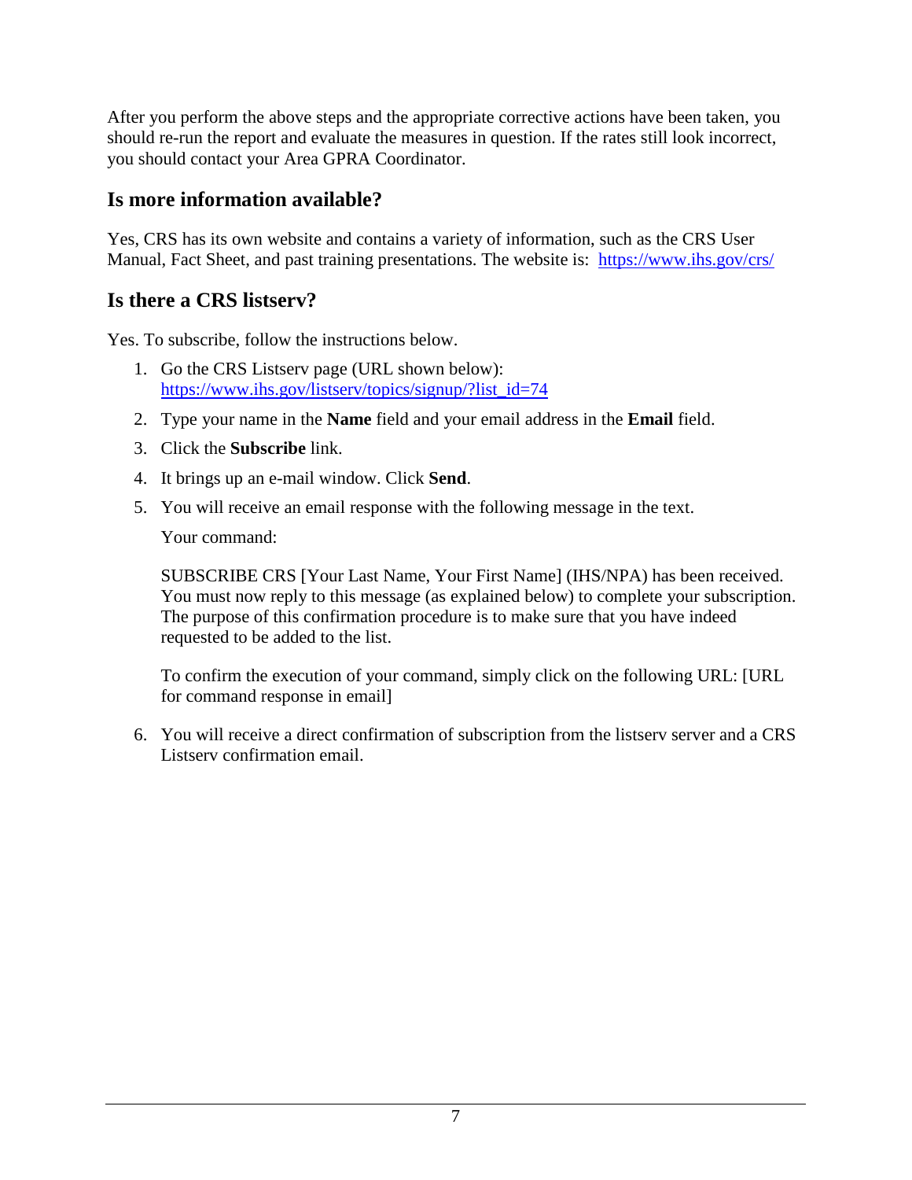After you perform the above steps and the appropriate corrective actions have been taken, you should re-run the report and evaluate the measures in question. If the rates still look incorrect, you should contact your Area GPRA Coordinator.

## Is more information available?

Yes, CRS has its own website and contains a variety of information, such as the CRS User Manual, Fact Sheet, and past training presentations. The website is: https://www.ihs.gov/crs/

## Is there a CRS listserv?

Yes. To subscribe, follow the instructions below.

1. Go the CRS Listserv page (URL shown below): https://www.ihs.gov/listserv/topics/signup/?list_id=74
2. Type your name in the **Name** field and your email address in the **Email** field.
3. Click the **Subscribe** link.
4. It brings up an e-mail window. Click **Send**.
5. You will receive an email response with the following message in the text.

   Your command:

   SUBSCRIBE CRS [Your Last Name, Your First Name] (IHS/NPA) has been received. You must now reply to this message (as explained below) to complete your subscription. The purpose of this confirmation procedure is to make sure that you have indeed requested to be added to the list.

   To confirm the execution of your command, simply click on the following URL: [URL for command response in email]

6. You will receive a direct confirmation of subscription from the listserv server and a CRS Listserv confirmation email.